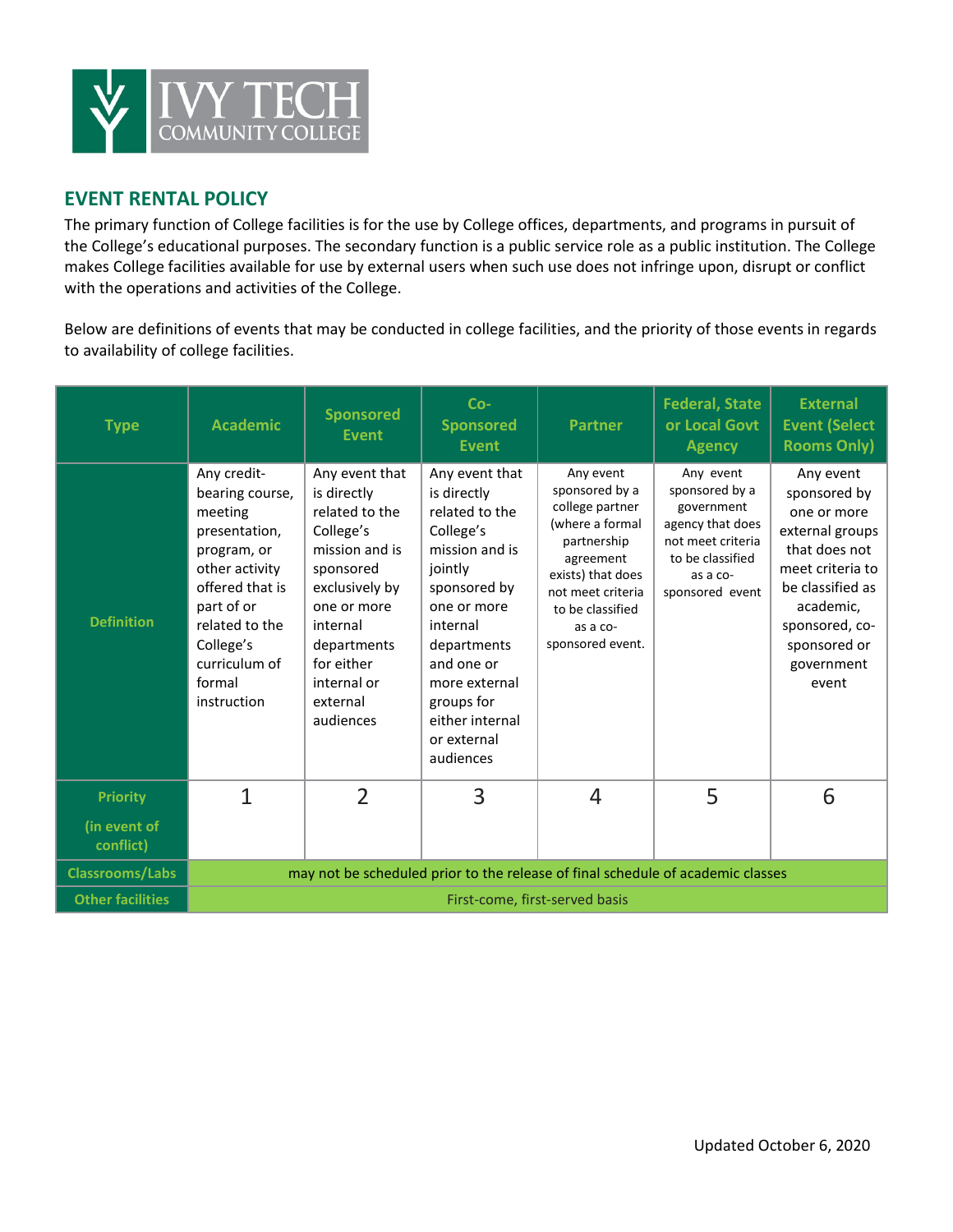## EVENT RENTAL POLICY

The primary function of College facilities is for the use by College offices, departments, and programs in pursuit of the College's educational purposes. The secondary function is a public service role as a public institution. The College makes College facilities available for use by external users when such use does not infringe upon, disrupt or conflict with the operations and activities of the College.

Below are definitions of events that may be conducted in college facilities, and the priority of those events in regards to availability of college facilities.

| Type | Academic | Sponsored Event | Co-Sponsored Event | Partner | Federal, State or Local Govt Agency | External Event (Select Rooms Only) |
|---|---|---|---|---|---|---|
| Definition | Any credit-bearing course, meeting presentation, program, or other activity offered that is part of or related to the College's curriculum of formal instruction | Any event that is directly related to the College's mission and is sponsored exclusively by one or more internal departments for either internal or external audiences | Any event that is directly related to the College's mission and is jointly sponsored by one or more internal departments and one or more external groups for either internal or external audiences | Any event sponsored by a college partner (where a formal partnership agreement exists) that does not meet criteria to be classified as a co-sponsored event. | Any event sponsored by a government agency that does not meet criteria to be classified as a co-sponsored event | Any event sponsored by one or more external groups that does not meet criteria to be classified as academic, sponsored, co-sponsored or government event |
| Priority (in event of conflict) | 1 | 2 | 3 | 4 | 5 | 6 |
| Classrooms/Labs | may not be scheduled prior to the release of final schedule of academic classes | | | | | |
| Other facilities | First-come, first-served basis | | | | | |

Updated October 6, 2020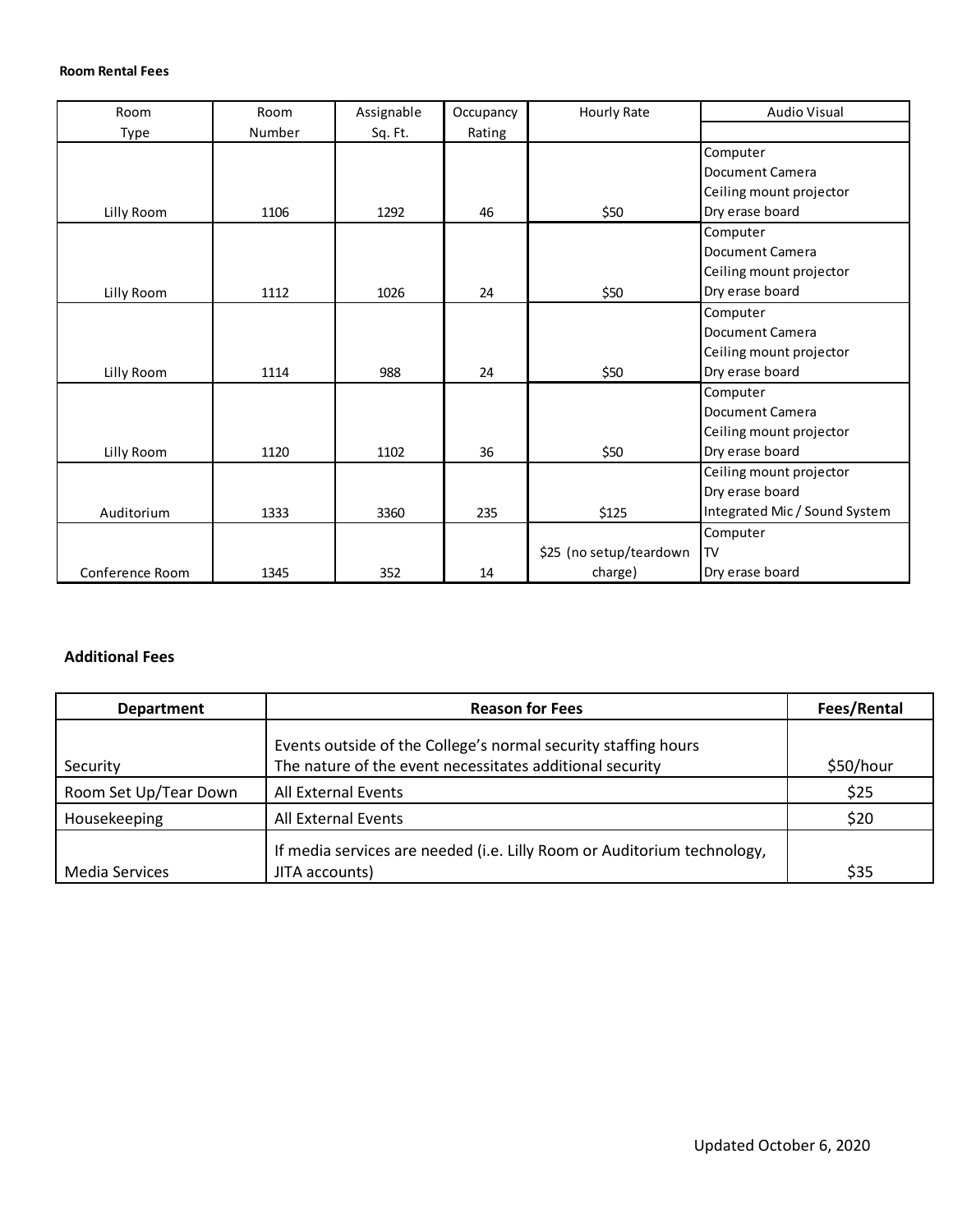**Room Rental Fees**

| Room Type | Room Number | Assignable Sq. Ft. | Occupancy Rating | Hourly Rate | Audio Visual |
|---|---|---|---|---|---|
| Lilly Room | 1106 | 1292 | 46 | $50 | Computer<br>Document Camera<br>Ceiling mount projector<br>Dry erase board |
| Lilly Room | 1112 | 1026 | 24 | $50 | Computer<br>Document Camera<br>Ceiling mount projector<br>Dry erase board |
| Lilly Room | 1114 | 988 | 24 | $50 | Computer<br>Document Camera<br>Ceiling mount projector<br>Dry erase board |
| Lilly Room | 1120 | 1102 | 36 | $50 | Computer<br>Document Camera<br>Ceiling mount projector<br>Dry erase board |
| Auditorium | 1333 | 3360 | 235 | $125 | Ceiling mount projector<br>Dry erase board<br>Integrated Mic / Sound System |
| Conference Room | 1345 | 352 | 14 | $25 (no setup/teardown charge) | Computer<br>TV<br>Dry erase board |

**Additional Fees**

| Department | Reason for Fees | Fees/Rental |
|---|---|---|
| Security | Events outside of the College's normal security staffing hours<br>The nature of the event necessitates additional security | $50/hour |
| Room Set Up/Tear Down | All External Events | $25 |
| Housekeeping | All External Events | $20 |
| Media Services | If media services are needed (i.e. Lilly Room or Auditorium technology, JITA accounts) | $35 |

Updated October 6, 2020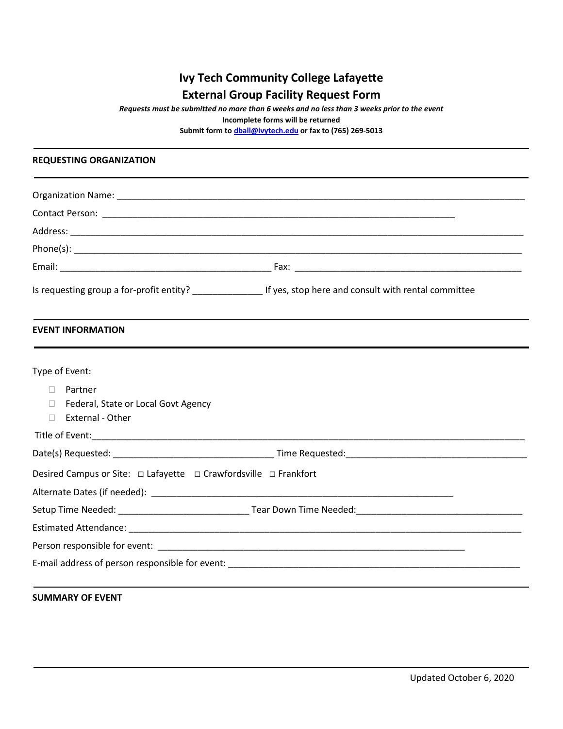# Ivy Tech Community College Lafayette

## External Group Facility Request Form

***Requests must be submitted no more than 6 weeks and no less than 3 weeks prior to the event***

**Incomplete forms will be returned**

**Submit form to [dball@ivytech.edu](mailto:dball@ivytech.edu) or fax to (765) 269-5013**

---

**REQUESTING ORGANIZATION**

---

Organization Name: ___________________________________________________________________________

Contact Person: _________________________________________________________________

Address: _____________________________________________________________________________________

Phone(s): ____________________________________________________________________________________

Email: ________________________________________ Fax: ___________________________________________

Is requesting group a for-profit entity? _____________ If yes, stop here and consult with rental committee

---

**EVENT INFORMATION**

---

Type of Event:

- ☐ Partner
- ☐ Federal, State or Local Govt Agency
- ☐ External - Other

Title of Event:_______________________________________________________________________________

Date(s) Requested: ______________________________ Time Requested:__________________________________

Desired Campus or Site: ☐ Lafayette ☐ Crawfordsville ☐ Frankfort

Alternate Dates (if needed): _______________________________________________________

Setup Time Needed: ________________________ Tear Down Time Needed:______________________________

Estimated Attendance: ________________________________________________________________________

Person responsible for event: ______________________________________________________

E-mail address of person responsible for event: _______________________________________________________

---

**SUMMARY OF EVENT**

---

Updated October 6, 2020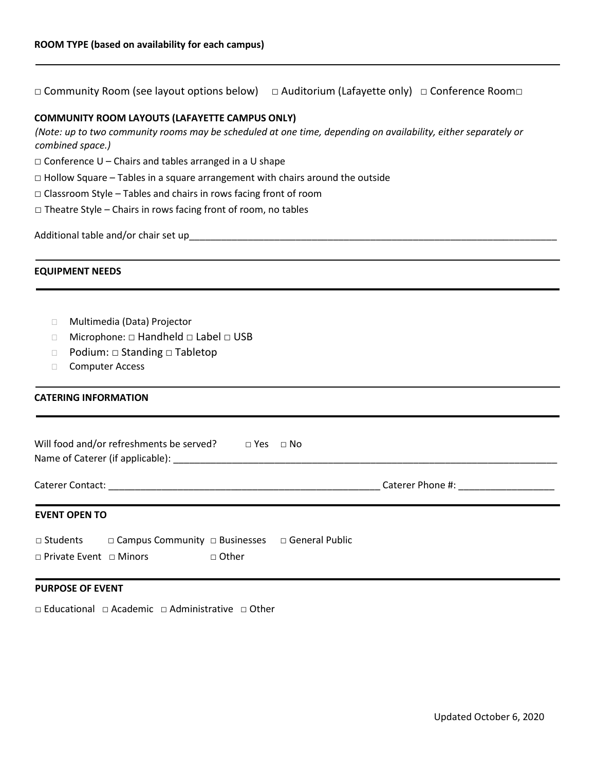**ROOM TYPE (based on availability for each campus)**

□ Community Room (see layout options below)  □ Auditorium (Lafayette only)  □ Conference Room□

**COMMUNITY ROOM LAYOUTS (LAFAYETTE CAMPUS ONLY)**

*(Note: up to two community rooms may be scheduled at one time, depending on availability, either separately or combined space.)*

□ Conference U – Chairs and tables arranged in a U shape

□ Hollow Square – Tables in a square arrangement with chairs around the outside

□ Classroom Style – Tables and chairs in rows facing front of room

□ Theatre Style – Chairs in rows facing front of room, no tables

Additional table and/or chair set up___________________________________________________________________________

**EQUIPMENT NEEDS**

- □ Multimedia (Data) Projector
- □ Microphone: □ Handheld □ Label □ USB
- □ Podium: □ Standing □ Tabletop
- □ Computer Access

**CATERING INFORMATION**

Will food and/or refreshments be served?  □ Yes  □ No

Name of Caterer (if applicable): ___________________________________________________________________________

Caterer Contact: _____________________________________________________ Caterer Phone #: __________________

**EVENT OPEN TO**

□ Students  □ Campus Community  □ Businesses  □ General Public

□ Private Event  □ Minors  □ Other

**PURPOSE OF EVENT**

□ Educational  □ Academic  □ Administrative  □ Other

Updated October 6, 2020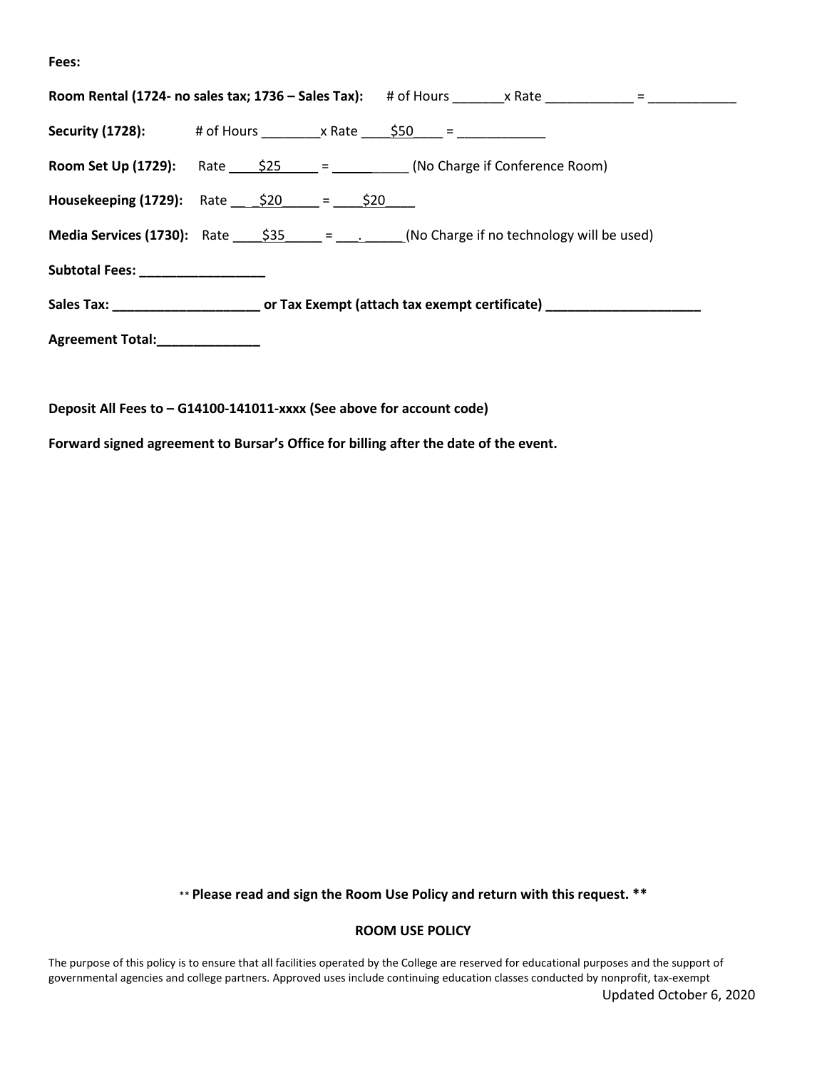**Fees:**

**Room Rental (1724- no sales tax; 1736 – Sales Tax):** # of Hours _______x Rate ____________ = ____________

**Security (1728):** # of Hours ________x Rate ____$50____ = ____________

**Room Set Up (1729):** Rate ____$25_____ = __________ (No Charge if Conference Room)

**Housekeeping (1729):** Rate ___$20_____ = ____$20____

**Media Services (1730):** Rate ____$35_____ = ___.______(No Charge if no technology will be used)

**Subtotal Fees: _________________**

**Sales Tax: ____________________ or Tax Exempt (attach tax exempt certificate) _____________________**

**Agreement Total:______________**

**Deposit All Fees to – G14100-141011-xxxx (See above for account code)**

**Forward signed agreement to Bursar's Office for billing after the date of the event.**

** **Please read and sign the Room Use Policy and return with this request. ****

**ROOM USE POLICY**

The purpose of this policy is to ensure that all facilities operated by the College are reserved for educational purposes and the support of governmental agencies and college partners. Approved uses include continuing education classes conducted by nonprofit, tax-exempt

Updated October 6, 2020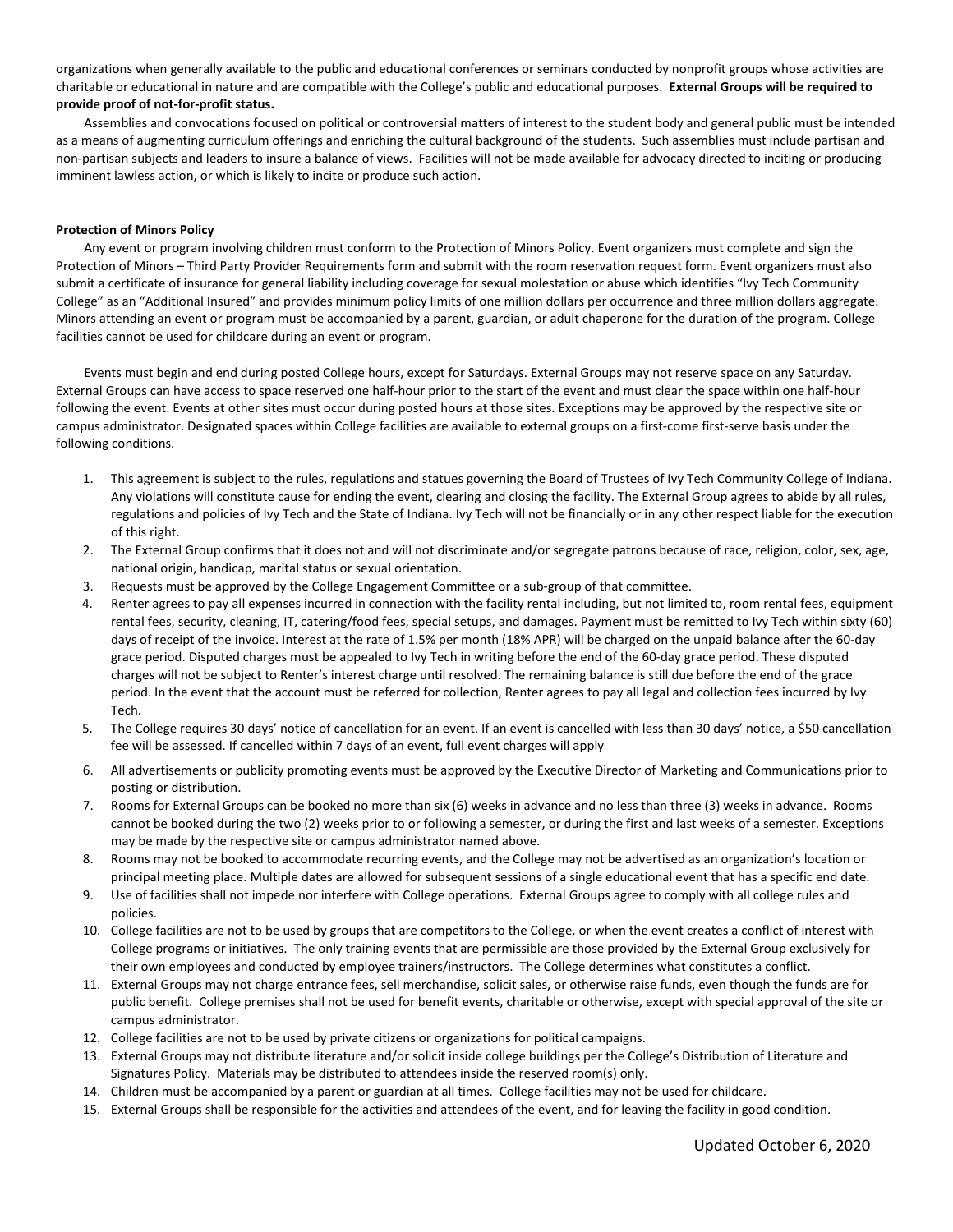organizations when generally available to the public and educational conferences or seminars conducted by nonprofit groups whose activities are charitable or educational in nature and are compatible with the College's public and educational purposes. **External Groups will be required to provide proof of not-for-profit status.**

Assemblies and convocations focused on political or controversial matters of interest to the student body and general public must be intended as a means of augmenting curriculum offerings and enriching the cultural background of the students. Such assemblies must include partisan and non-partisan subjects and leaders to insure a balance of views. Facilities will not be made available for advocacy directed to inciting or producing imminent lawless action, or which is likely to incite or produce such action.

**Protection of Minors Policy**

Any event or program involving children must conform to the Protection of Minors Policy. Event organizers must complete and sign the Protection of Minors – Third Party Provider Requirements form and submit with the room reservation request form. Event organizers must also submit a certificate of insurance for general liability including coverage for sexual molestation or abuse which identifies "Ivy Tech Community College" as an "Additional Insured" and provides minimum policy limits of one million dollars per occurrence and three million dollars aggregate. Minors attending an event or program must be accompanied by a parent, guardian, or adult chaperone for the duration of the program. College facilities cannot be used for childcare during an event or program.

Events must begin and end during posted College hours, except for Saturdays. External Groups may not reserve space on any Saturday. External Groups can have access to space reserved one half-hour prior to the start of the event and must clear the space within one half-hour following the event. Events at other sites must occur during posted hours at those sites. Exceptions may be approved by the respective site or campus administrator. Designated spaces within College facilities are available to external groups on a first-come first-serve basis under the following conditions.

1. This agreement is subject to the rules, regulations and statues governing the Board of Trustees of Ivy Tech Community College of Indiana. Any violations will constitute cause for ending the event, clearing and closing the facility. The External Group agrees to abide by all rules, regulations and policies of Ivy Tech and the State of Indiana. Ivy Tech will not be financially or in any other respect liable for the execution of this right.
2. The External Group confirms that it does not and will not discriminate and/or segregate patrons because of race, religion, color, sex, age, national origin, handicap, marital status or sexual orientation.
3. Requests must be approved by the College Engagement Committee or a sub-group of that committee.
4. Renter agrees to pay all expenses incurred in connection with the facility rental including, but not limited to, room rental fees, equipment rental fees, security, cleaning, IT, catering/food fees, special setups, and damages. Payment must be remitted to Ivy Tech within sixty (60) days of receipt of the invoice. Interest at the rate of 1.5% per month (18% APR) will be charged on the unpaid balance after the 60-day grace period. Disputed charges must be appealed to Ivy Tech in writing before the end of the 60-day grace period. These disputed charges will not be subject to Renter's interest charge until resolved. The remaining balance is still due before the end of the grace period. In the event that the account must be referred for collection, Renter agrees to pay all legal and collection fees incurred by Ivy Tech.
5. The College requires 30 days' notice of cancellation for an event. If an event is cancelled with less than 30 days' notice, a $50 cancellation fee will be assessed. If cancelled within 7 days of an event, full event charges will apply
6. All advertisements or publicity promoting events must be approved by the Executive Director of Marketing and Communications prior to posting or distribution.
7. Rooms for External Groups can be booked no more than six (6) weeks in advance and no less than three (3) weeks in advance. Rooms cannot be booked during the two (2) weeks prior to or following a semester, or during the first and last weeks of a semester. Exceptions may be made by the respective site or campus administrator named above.
8. Rooms may not be booked to accommodate recurring events, and the College may not be advertised as an organization's location or principal meeting place. Multiple dates are allowed for subsequent sessions of a single educational event that has a specific end date.
9. Use of facilities shall not impede nor interfere with College operations. External Groups agree to comply with all college rules and policies.
10. College facilities are not to be used by groups that are competitors to the College, or when the event creates a conflict of interest with College programs or initiatives. The only training events that are permissible are those provided by the External Group exclusively for their own employees and conducted by employee trainers/instructors. The College determines what constitutes a conflict.
11. External Groups may not charge entrance fees, sell merchandise, solicit sales, or otherwise raise funds, even though the funds are for public benefit. College premises shall not be used for benefit events, charitable or otherwise, except with special approval of the site or campus administrator.
12. College facilities are not to be used by private citizens or organizations for political campaigns.
13. External Groups may not distribute literature and/or solicit inside college buildings per the College's Distribution of Literature and Signatures Policy. Materials may be distributed to attendees inside the reserved room(s) only.
14. Children must be accompanied by a parent or guardian at all times. College facilities may not be used for childcare.
15. External Groups shall be responsible for the activities and attendees of the event, and for leaving the facility in good condition.

Updated October 6, 2020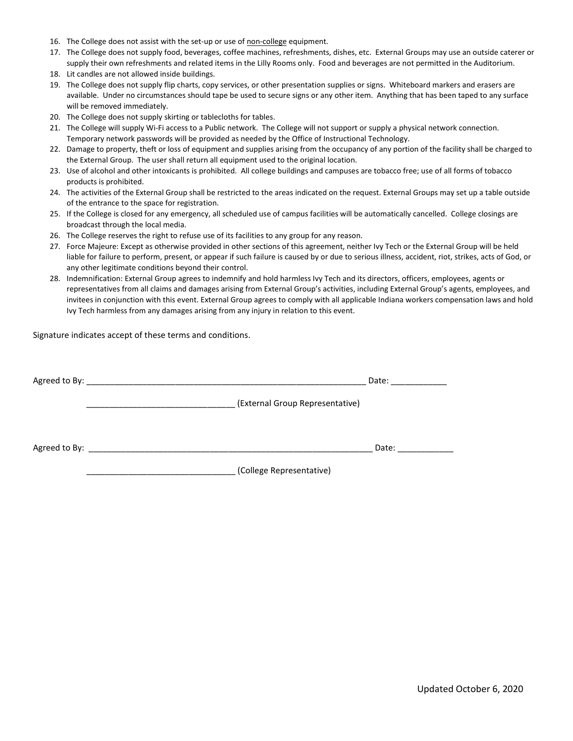16. The College does not assist with the set-up or use of non-college equipment.
17. The College does not supply food, beverages, coffee machines, refreshments, dishes, etc. External Groups may use an outside caterer or supply their own refreshments and related items in the Lilly Rooms only. Food and beverages are not permitted in the Auditorium.
18. Lit candles are not allowed inside buildings.
19. The College does not supply flip charts, copy services, or other presentation supplies or signs. Whiteboard markers and erasers are available. Under no circumstances should tape be used to secure signs or any other item. Anything that has been taped to any surface will be removed immediately.
20. The College does not supply skirting or tablecloths for tables.
21. The College will supply Wi-Fi access to a Public network. The College will not support or supply a physical network connection. Temporary network passwords will be provided as needed by the Office of Instructional Technology.
22. Damage to property, theft or loss of equipment and supplies arising from the occupancy of any portion of the facility shall be charged to the External Group. The user shall return all equipment used to the original location.
23. Use of alcohol and other intoxicants is prohibited. All college buildings and campuses are tobacco free; use of all forms of tobacco products is prohibited.
24. The activities of the External Group shall be restricted to the areas indicated on the request. External Groups may set up a table outside of the entrance to the space for registration.
25. If the College is closed for any emergency, all scheduled use of campus facilities will be automatically cancelled. College closings are broadcast through the local media.
26. The College reserves the right to refuse use of its facilities to any group for any reason.
27. Force Majeure: Except as otherwise provided in other sections of this agreement, neither Ivy Tech or the External Group will be held liable for failure to perform, present, or appear if such failure is caused by or due to serious illness, accident, riot, strikes, acts of God, or any other legitimate conditions beyond their control.
28. Indemnification: External Group agrees to indemnify and hold harmless Ivy Tech and its directors, officers, employees, agents or representatives from all claims and damages arising from External Group's activities, including External Group's agents, employees, and invitees in conjunction with this event. External Group agrees to comply with all applicable Indiana workers compensation laws and hold Ivy Tech harmless from any damages arising from any injury in relation to this event.

Signature indicates accept of these terms and conditions.

Agreed to By: _______________________________________________________________ Date: ____________

_______________________________ (External Group Representative)

Agreed to By: _______________________________________________________________ Date: ____________

_______________________________ (College Representative)

Updated October 6, 2020